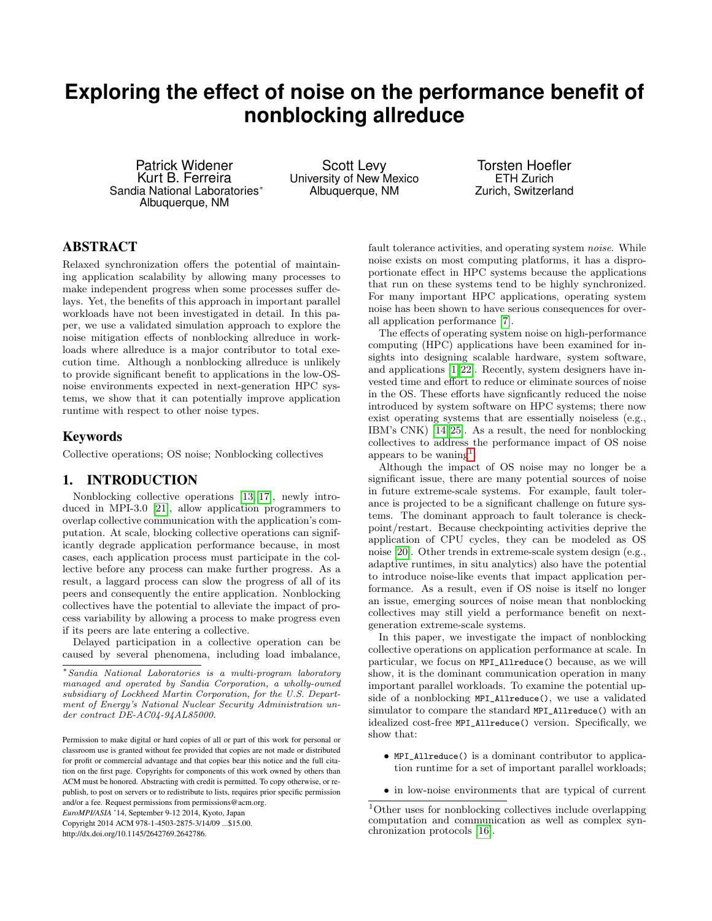# Exploring the effect of noise on the performance benefit of nonblocking allreduce

Patrick Widener
Kurt B. Ferreira
Sandia National Laboratories*
Albuquerque, NM

Scott Levy
University of New Mexico
Albuquerque, NM

Torsten Hoefler
ETH Zurich
Zurich, Switzerland

## ABSTRACT

Relaxed synchronization offers the potential of maintaining application scalability by allowing many processes to make independent progress when some processes suffer delays. Yet, the benefits of this approach in important parallel workloads have not been investigated in detail. In this paper, we use a validated simulation approach to explore the noise mitigation effects of nonblocking allreduce in workloads where allreduce is a major contributor to total execution time. Although a nonblocking allreduce is unlikely to provide significant benefit to applications in the low-OS-noise environments expected in next-generation HPC systems, we show that it can potentially improve application runtime with respect to other noise types.

## Keywords

Collective operations; OS noise; Nonblocking collectives

## 1. INTRODUCTION

Nonblocking collective operations [13, 17], newly introduced in MPI-3.0 [21], allow application programmers to overlap collective communication with the application's computation. At scale, blocking collective operations can significantly degrade application performance because, in most cases, each application process must participate in the collective before any process can make further progress. As a result, a laggard process can slow the progress of all of its peers and consequently the entire application. Nonblocking collectives have the potential to alleviate the impact of process variability by allowing a process to make progress even if its peers are late entering a collective.

Delayed participation in a collective operation can be caused by several phenomena, including load imbalance, fault tolerance activities, and operating system *noise*. While noise exists on most computing platforms, it has a disproportionate effect in HPC systems because the applications that run on these systems tend to be highly synchronized. For many important HPC applications, operating system noise has been shown to have serious consequences for overall application performance [7].

The effects of operating system noise on high-performance computing (HPC) applications have been examined for insights into designing scalable hardware, system software, and applications [1, 22]. Recently, system designers have invested time and effort to reduce or eliminate sources of noise in the OS. These efforts have signficantly reduced the noise introduced by system software on HPC systems; there now exist operating systems that are essentially noiseless (e.g., IBM's CNK) [14, 25]. As a result, the need for nonblocking collectives to address the performance impact of OS noise appears to be waning[1].

Although the impact of OS noise may no longer be a significant issue, there are many potential sources of noise in future extreme-scale systems. For example, fault tolerance is projected to be a significant challenge on future systems. The dominant approach to fault tolerance is checkpoint/restart. Because checkpointing activities deprive the application of CPU cycles, they can be modeled as OS noise [20]. Other trends in extreme-scale system design (e.g., adaptive runtimes, in situ analytics) also have the potential to introduce noise-like events that impact application performance. As a result, even if OS noise is itself no longer an issue, emerging sources of noise mean that nonblocking collectives may still yield a performance benefit on next-generation extreme-scale systems.

In this paper, we investigate the impact of nonblocking collective operations on application performance at scale. In particular, we focus on `MPI_Allreduce()` because, as we will show, it is the dominant communication operation in many important parallel workloads. To examine the potential upside of a nonblocking `MPI_Allreduce()`, we use a validated simulator to compare the standard `MPI_Allreduce()` with an idealized cost-free `MPI_Allreduce()` version. Specifically, we show that:

- `MPI_Allreduce()` is a dominant contributor to application runtime for a set of important parallel workloads;
- in low-noise environments that are typical of current

*Sandia National Laboratories is a multi-program laboratory managed and operated by Sandia Corporation, a wholly-owned subsidiary of Lockheed Martin Corporation, for the U.S. Department of Energy's National Nuclear Security Administration under contract DE-AC04-94AL85000.*

Permission to make digital or hard copies of all or part of this work for personal or classroom use is granted without fee provided that copies are not made or distributed for profit or commercial advantage and that copies bear this notice and the full citation on the first page. Copyrights for components of this work owned by others than ACM must be honored. Abstracting with credit is permitted. To copy otherwise, or republish, to post on servers or to redistribute to lists, requires prior specific permission and/or a fee. Request permissions from permissions@acm.org.
*EuroMPI/ASIA* '14, September 9-12 2014, Kyoto, Japan
Copyright 2014 ACM 978-1-4503-2875-3/14/09 ...$15.00.
http://dx.doi.org/10.1145/2642769.2642786.

[1]Other uses for nonblocking collectives include overlapping computation and communication as well as complex synchronization protocols [16].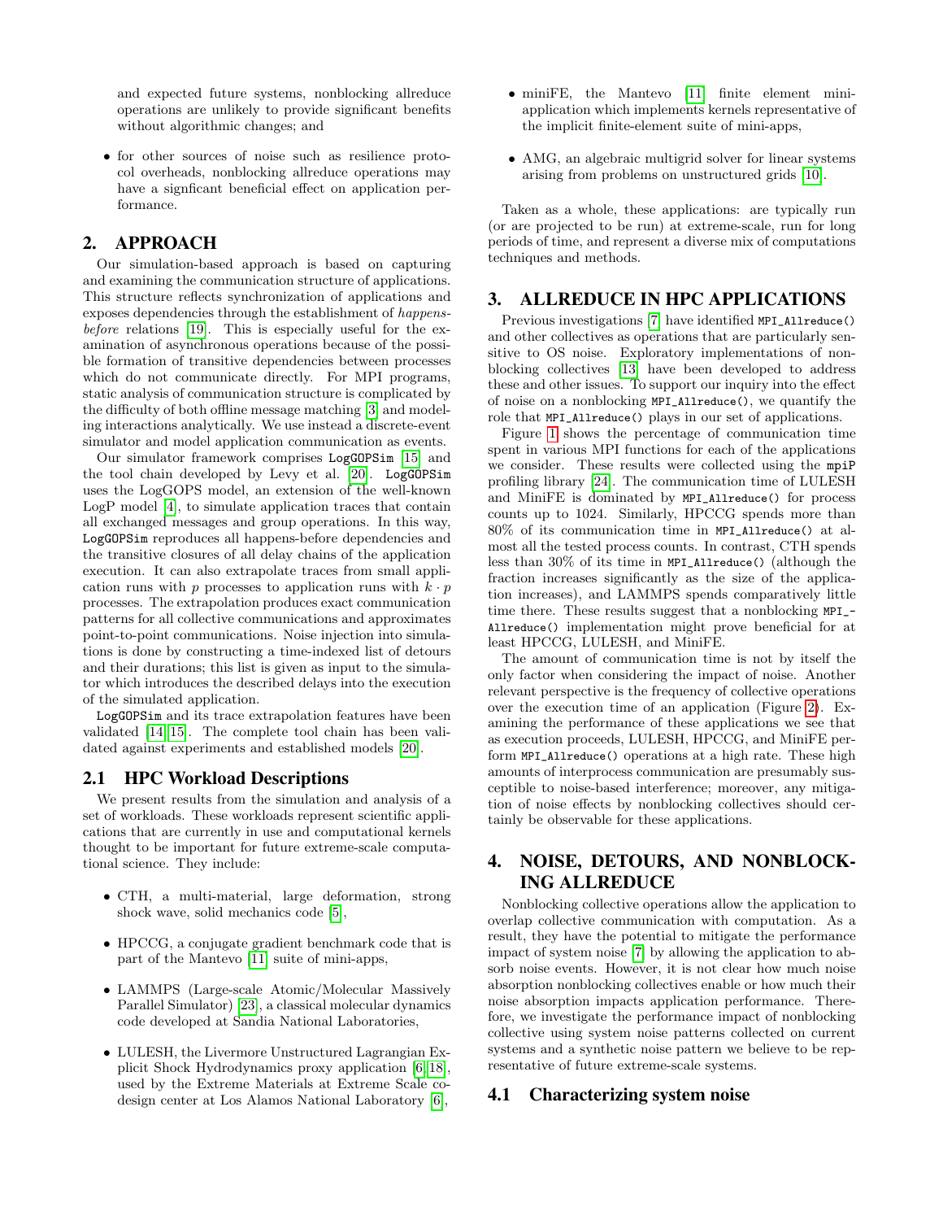and expected future systems, nonblocking allreduce operations are unlikely to provide significant benefits without algorithmic changes; and

- for other sources of noise such as resilience protocol overheads, nonblocking allreduce operations may have a signficant beneficial effect on application performance.

## 2. APPROACH

Our simulation-based approach is based on capturing and examining the communication structure of applications. This structure reflects synchronization of applications and exposes dependencies through the establishment of *happens-before* relations [19]. This is especially useful for the examination of asynchronous operations because of the possible formation of transitive dependencies between processes which do not communicate directly. For MPI programs, static analysis of communication structure is complicated by the difficulty of both offline message matching [3] and modeling interactions analytically. We use instead a discrete-event simulator and model application communication as events.

Our simulator framework comprises `LogGOPSim` [15] and the tool chain developed by Levy et al. [20]. `LogGOPSim` uses the LogGOPS model, an extension of the well-known LogP model [4], to simulate application traces that contain all exchanged messages and group operations. In this way, `LogGOPSim` reproduces all happens-before dependencies and the transitive closures of all delay chains of the application execution. It can also extrapolate traces from small application runs with $p$ processes to application runs with $k \cdot p$ processes. The extrapolation produces exact communication patterns for all collective communications and approximates point-to-point communications. Noise injection into simulations is done by constructing a time-indexed list of detours and their durations; this list is given as input to the simulator which introduces the described delays into the execution of the simulated application.

`LogGOPSim` and its trace extrapolation features have been validated [14, 15]. The complete tool chain has been validated against experiments and established models [20].

### 2.1 HPC Workload Descriptions

We present results from the simulation and analysis of a set of workloads. These workloads represent scientific applications that are currently in use and computational kernels thought to be important for future extreme-scale computational science. They include:

- CTH, a multi-material, large deformation, strong shock wave, solid mechanics code [5],

- HPCCG, a conjugate gradient benchmark code that is part of the Mantevo [11] suite of mini-apps,

- LAMMPS (Large-scale Atomic/Molecular Massively Parallel Simulator) [23], a classical molecular dynamics code developed at Sandia National Laboratories,

- LULESH, the Livermore Unstructured Lagrangian Explicit Shock Hydrodynamics proxy application [6, 18], used by the Extreme Materials at Extreme Scale co-design center at Los Alamos National Laboratory [6],

- miniFE, the Mantevo [11] finite element mini-application which implements kernels representative of the implicit finite-element suite of mini-apps,

- AMG, an algebraic multigrid solver for linear systems arising from problems on unstructured grids [10].

Taken as a whole, these applications: are typically run (or are projected to be run) at extreme-scale, run for long periods of time, and represent a diverse mix of computations techniques and methods.

## 3. ALLREDUCE IN HPC APPLICATIONS

Previous investigations [7] have identified `MPI_Allreduce()` and other collectives as operations that are particularly sensitive to OS noise. Exploratory implementations of nonblocking collectives [13] have been developed to address these and other issues. To support our inquiry into the effect of noise on a nonblocking `MPI_Allreduce()`, we quantify the role that `MPI_Allreduce()` plays in our set of applications.

Figure 1 shows the percentage of communication time spent in various MPI functions for each of the applications we consider. These results were collected using the `mpiP` profiling library [24]. The communication time of LULESH and MiniFE is dominated by `MPI_Allreduce()` for process counts up to 1024. Similarly, HPCCG spends more than 80% of its communication time in `MPI_Allreduce()` at almost all the tested process counts. In contrast, CTH spends less than 30% of its time in `MPI_Allreduce()` (although the fraction increases significantly as the size of the application increases), and LAMMPS spends comparatively little time there. These results suggest that a nonblocking `MPI_Allreduce()` implementation might prove beneficial for at least HPCCG, LULESH, and MiniFE.

The amount of communication time is not by itself the only factor when considering the impact of noise. Another relevant perspective is the frequency of collective operations over the execution time of an application (Figure 2). Examining the performance of these applications we see that as execution proceeds, LULESH, HPCCG, and MiniFE perform `MPI_Allreduce()` operations at a high rate. These high amounts of interprocess communication are presumably susceptible to noise-based interference; moreover, any mitigation of noise effects by nonblocking collectives should certainly be observable for these applications.

## 4. NOISE, DETOURS, AND NONBLOCKING ALLREDUCE

Nonblocking collective operations allow the application to overlap collective communication with computation. As a result, they have the potential to mitigate the performance impact of system noise [7] by allowing the application to absorb noise events. However, it is not clear how much noise absorption nonblocking collectives enable or how much their noise absorption impacts application performance. Therefore, we investigate the performance impact of nonblocking collective using system noise patterns collected on current systems and a synthetic noise pattern we believe to be representative of future extreme-scale systems.

### 4.1 Characterizing system noise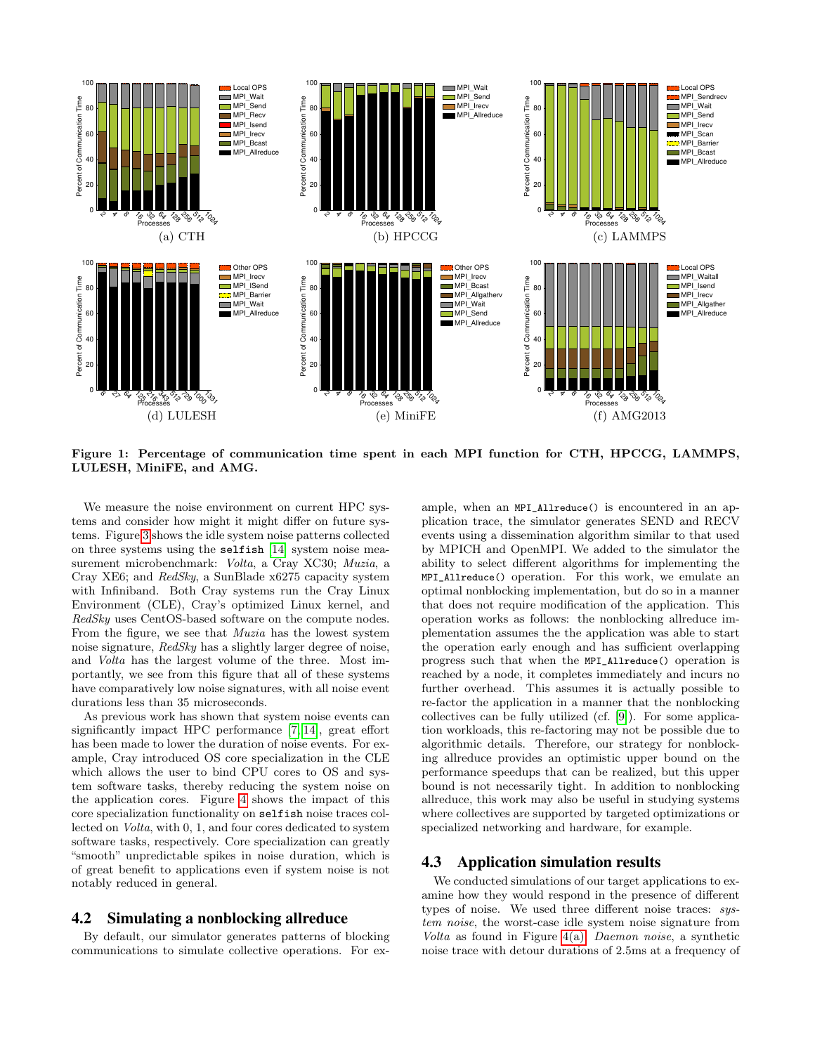Figure 1: Percentage of communication time spent in each MPI function for CTH, HPCCG, LAMMPS, LULESH, MiniFE, and AMG.

We measure the noise environment on current HPC systems and consider how might it might differ on future systems. Figure 3 shows the idle system noise patterns collected on three systems using the `selfish` [14] system noise measurement microbenchmark: *Volta*, a Cray XC30; *Muzia*, a Cray XE6; and *RedSky*, a SunBlade x6275 capacity system with Infiniband. Both Cray systems run the Cray Linux Environment (CLE), Cray's optimized Linux kernel, and *RedSky* uses CentOS-based software on the compute nodes. From the figure, we see that *Muzia* has the lowest system noise signature, *RedSky* has a slightly larger degree of noise, and *Volta* has the largest volume of the three. Most importantly, we see from this figure that all of these systems have comparatively low noise signatures, with all noise event durations less than 35 microseconds.

As previous work has shown that system noise events can significantly impact HPC performance [7, 14], great effort has been made to lower the duration of noise events. For example, Cray introduced OS core specialization in the CLE which allows the user to bind CPU cores to OS and system software tasks, thereby reducing the system noise on the application cores. Figure 4 shows the impact of this core specialization functionality on `selfish` noise traces collected on *Volta*, with 0, 1, and four cores dedicated to system software tasks, respectively. Core specialization can greatly "smooth" unpredictable spikes in noise duration, which is of great benefit to applications even if system noise is not notably reduced in general.

## 4.2 Simulating a nonblocking allreduce

By default, our simulator generates patterns of blocking communications to simulate collective operations. For example, when an `MPI_Allreduce()` is encountered in an application trace, the simulator generates SEND and RECV events using a dissemination algorithm similar to that used by MPICH and OpenMPI. We added to the simulator the ability to select different algorithms for implementing the `MPI_Allreduce()` operation. For this work, we emulate an optimal nonblocking implementation, but do so in a manner that does not require modification of the application. This operation works as follows: the nonblocking allreduce implementation assumes the the application was able to start the operation early enough and has sufficient overlapping progress such that when the `MPI_Allreduce()` operation is reached by a node, it completes immediately and incurs no further overhead. This assumes it is actually possible to re-factor the application in a manner that the nonblocking collectives can be fully utilized (cf. [9]). For some application workloads, this re-factoring may not be possible due to algorithmic details. Therefore, our strategy for nonblocking allreduce provides an optimistic upper bound on the performance speedups that can be realized, but this upper bound is not necessarily tight. In addition to nonblocking allreduce, this work may also be useful in studying systems where collectives are supported by targeted optimizations or specialized networking and hardware, for example.

## 4.3 Application simulation results

We conducted simulations of our target applications to examine how they would respond in the presence of different types of noise. We used three different noise traces: *system noise*, the worst-case idle system noise signature from *Volta* as found in Figure 4(a). *Daemon noise*, a synthetic noise trace with detour durations of 2.5ms at a frequency of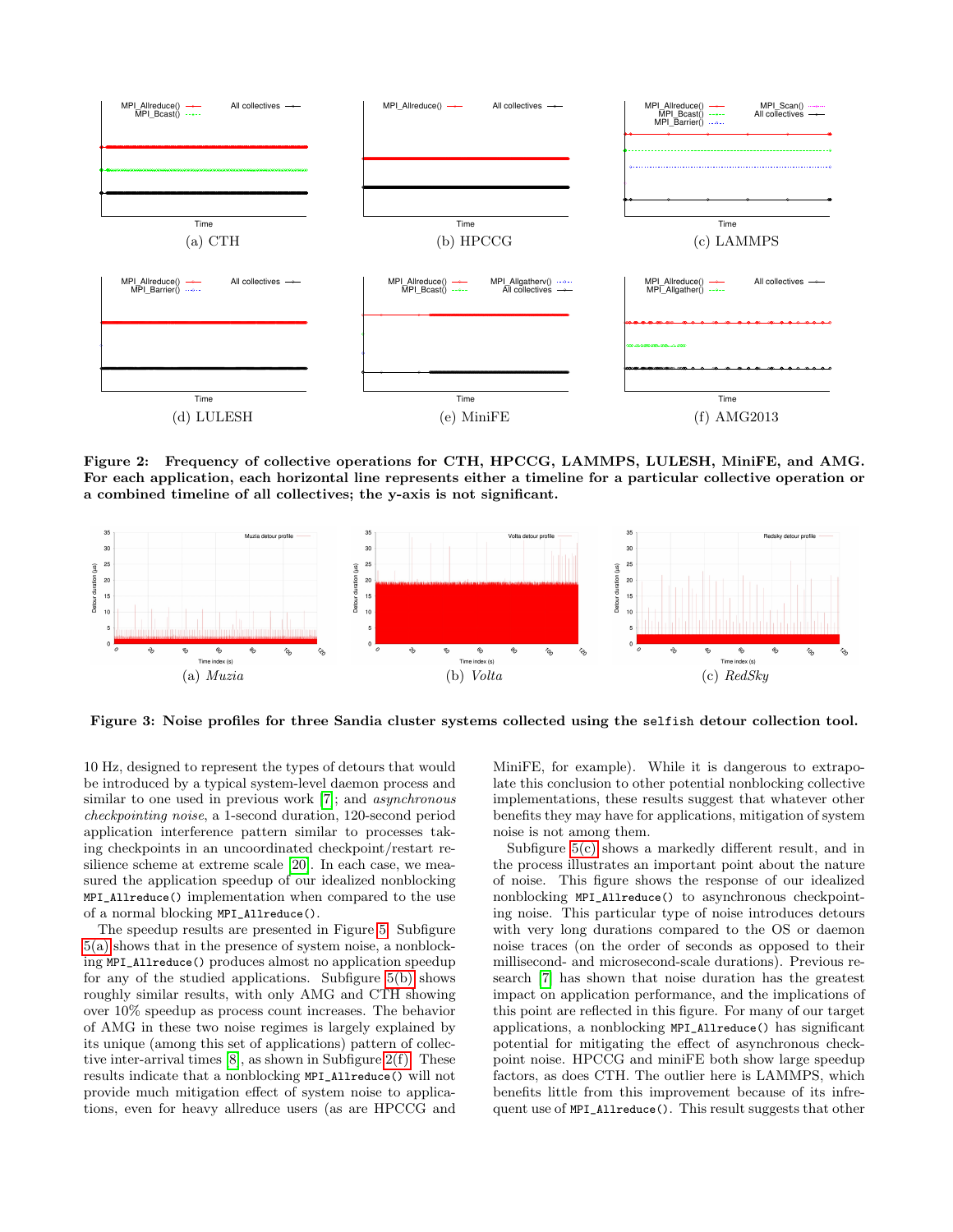Figure 2: Frequency of collective operations for CTH, HPCCG, LAMMPS, LULESH, MiniFE, and AMG. For each application, each horizontal line represents either a timeline for a particular collective operation or a combined timeline of all collectives; the y-axis is not significant.

Figure 3: Noise profiles for three Sandia cluster systems collected using the `selfish` detour collection tool.

10 Hz, designed to represent the types of detours that would be introduced by a typical system-level daemon process and similar to one used in previous work [7]; and *asynchronous checkpointing noise*, a 1-second duration, 120-second period application interference pattern similar to processes taking checkpoints in an uncoordinated checkpoint/restart resilience scheme at extreme scale [20]. In each case, we measured the application speedup of our idealized nonblocking `MPI_Allreduce()` implementation when compared to the use of a normal blocking `MPI_Allreduce()`.

The speedup results are presented in Figure 5. Subfigure 5(a) shows that in the presence of system noise, a nonblocking `MPI_Allreduce()` produces almost no application speedup for any of the studied applications. Subfigure 5(b) shows roughly similar results, with only AMG and CTH showing over 10% speedup as process count increases. The behavior of AMG in these two noise regimes is largely explained by its unique (among this set of applications) pattern of collective inter-arrival times [8], as shown in Subfigure 2(f). These results indicate that a nonblocking `MPI_Allreduce()` will not provide much mitigation effect of system noise to applications, even for heavy allreduce users (as are HPCCG and MiniFE, for example). While it is dangerous to extrapolate this conclusion to other potential nonblocking collective implementations, these results suggest that whatever other benefits they may have for applications, mitigation of system noise is not among them.

Subfigure 5(c) shows a markedly different result, and in the process illustrates an important point about the nature of noise. This figure shows the response of our idealized nonblocking `MPI_Allreduce()` to asynchronous checkpointing noise. This particular type of noise introduces detours with very long durations compared to the OS or daemon noise traces (on the order of seconds as opposed to their millisecond- and microsecond-scale durations). Previous research [7] has shown that noise duration has the greatest impact on application performance, and the implications of this point are reflected in this figure. For many of our target applications, a nonblocking `MPI_Allreduce()` has significant potential for mitigating the effect of asynchronous checkpoint noise. HPCCG and miniFE both show large speedup factors, as does CTH. The outlier here is LAMMPS, which benefits little from this improvement because of its infrequent use of `MPI_Allreduce()`. This result suggests that other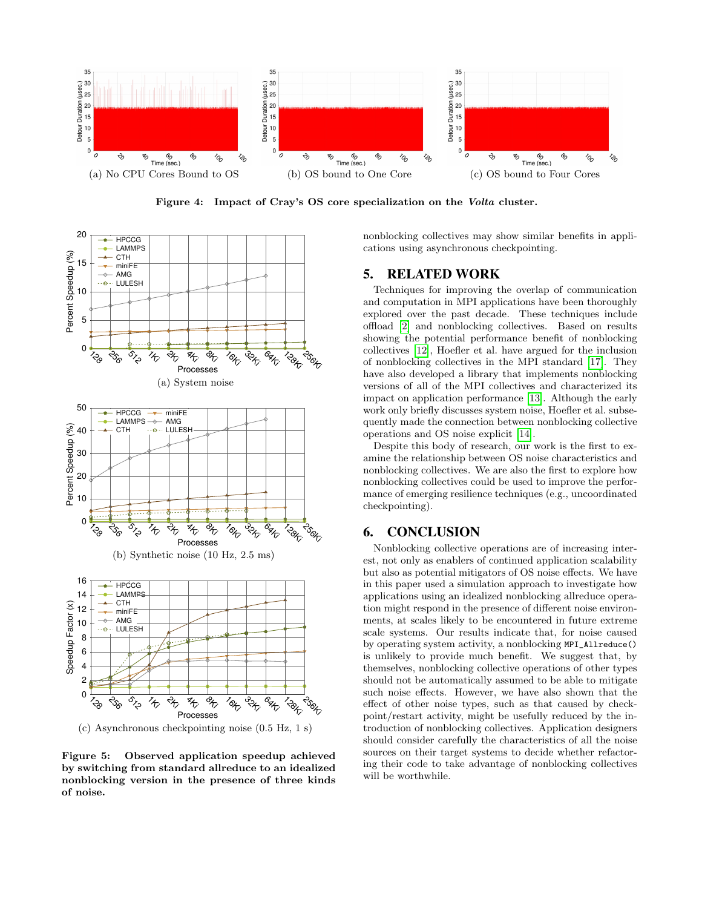(a) No CPU Cores Bound to OS

(b) OS bound to One Core

(c) OS bound to Four Cores

**Figure 4: Impact of Cray's OS core specialization on the *Volta* cluster.**

(a) System noise

(b) Synthetic noise (10 Hz, 2.5 ms)

(c) Asynchronous checkpointing noise (0.5 Hz, 1 s)

**Figure 5: Observed application speedup achieved by switching from standard allreduce to an idealized nonblocking version in the presence of three kinds of noise.**

nonblocking collectives may show similar benefits in applications using asynchronous checkpointing.

## 5. RELATED WORK

Techniques for improving the overlap of communication and computation in MPI applications have been thoroughly explored over the past decade. These techniques include offload [2] and nonblocking collectives. Based on results showing the potential performance benefit of nonblocking collectives [12], Hoefler et al. have argued for the inclusion of nonblocking collectives in the MPI standard [17]. They have also developed a library that implements nonblocking versions of all of the MPI collectives and characterized its impact on application performance [13]. Although the early work only briefly discusses system noise, Hoefler et al. subsequently made the connection between nonblocking collective operations and OS noise explicit [14].

Despite this body of research, our work is the first to examine the relationship between OS noise characteristics and nonblocking collectives. We are also the first to explore how nonblocking collectives could be used to improve the performance of emerging resilience techniques (e.g., uncoordinated checkpointing).

## 6. CONCLUSION

Nonblocking collective operations are of increasing interest, not only as enablers of continued application scalability but also as potential mitigators of OS noise effects. We have in this paper used a simulation approach to investigate how applications using an idealized nonblocking allreduce operation might respond in the presence of different noise environments, at scales likely to be encountered in future extreme scale systems. Our results indicate that, for noise caused by operating system activity, a nonblocking `MPI_Allreduce()` is unlikely to provide much benefit. We suggest that, by themselves, nonblocking collective operations of other types should not be automatically assumed to be able to mitigate such noise effects. However, we have also shown that the effect of other noise types, such as that caused by checkpoint/restart activity, might be usefully reduced by the introduction of nonblocking collectives. Application designers should consider carefully the characteristics of all the noise sources on their target systems to decide whether refactoring their code to take advantage of nonblocking collectives will be worthwhile.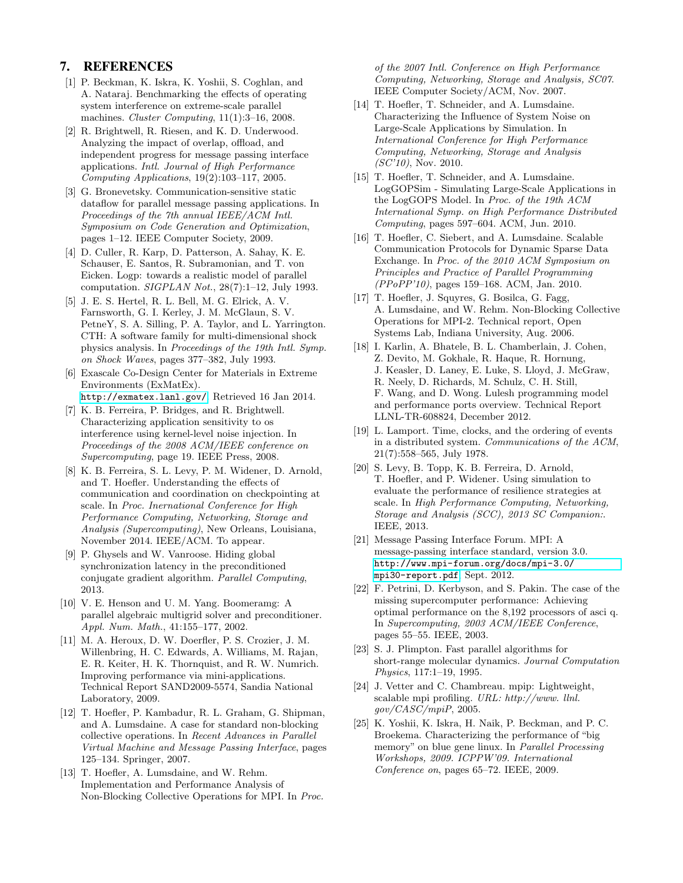## 7. REFERENCES

[1] P. Beckman, K. Iskra, K. Yoshii, S. Coghlan, and A. Nataraj. Benchmarking the effects of operating system interference on extreme-scale parallel machines. *Cluster Computing*, 11(1):3–16, 2008.

[2] R. Brightwell, R. Riesen, and K. D. Underwood. Analyzing the impact of overlap, offload, and independent progress for message passing interface applications. *Intl. Journal of High Performance Computing Applications*, 19(2):103–117, 2005.

[3] G. Bronevetsky. Communication-sensitive static dataflow for parallel message passing applications. In *Proceedings of the 7th annual IEEE/ACM Intl. Symposium on Code Generation and Optimization*, pages 1–12. IEEE Computer Society, 2009.

[4] D. Culler, R. Karp, D. Patterson, A. Sahay, K. E. Schauser, E. Santos, R. Subramonian, and T. von Eicken. Logp: towards a realistic model of parallel computation. *SIGPLAN Not.*, 28(7):1–12, July 1993.

[5] J. E. S. Hertel, R. L. Bell, M. G. Elrick, A. V. Farnsworth, G. I. Kerley, J. M. McGlaun, S. V. PetneY, S. A. Silling, P. A. Taylor, and L. Yarrington. CTH: A software family for multi-dimensional shock physics analysis. In *Proceedings of the 19th Intl. Symp. on Shock Waves*, pages 377–382, July 1993.

[6] Exascale Co-Design Center for Materials in Extreme Environments (ExMatEx). http://exmatex.lanl.gov/. Retrieved 16 Jan 2014.

[7] K. B. Ferreira, P. Bridges, and R. Brightwell. Characterizing application sensitivity to os interference using kernel-level noise injection. In *Proceedings of the 2008 ACM/IEEE conference on Supercomputing*, page 19. IEEE Press, 2008.

[8] K. B. Ferreira, S. L. Levy, P. M. Widener, D. Arnold, and T. Hoefler. Understanding the effects of communication and coordination on checkpointing at scale. In *Proc. Inernational Conference for High Performance Computing, Networking, Storage and Analysis (Supercomputing)*, New Orleans, Louisiana, November 2014. IEEE/ACM. To appear.

[9] P. Ghysels and W. Vanroose. Hiding global synchronization latency in the preconditioned conjugate gradient algorithm. *Parallel Computing*, 2013.

[10] V. E. Henson and U. M. Yang. Boomeramg: A parallel algebraic multigrid solver and preconditioner. *Appl. Num. Math.*, 41:155–177, 2002.

[11] M. A. Heroux, D. W. Doerfler, P. S. Crozier, J. M. Willenbring, H. C. Edwards, A. Williams, M. Rajan, E. R. Keiter, H. K. Thornquist, and R. W. Numrich. Improving performance via mini-applications. Technical Report SAND2009-5574, Sandia National Laboratory, 2009.

[12] T. Hoefler, P. Kambadur, R. L. Graham, G. Shipman, and A. Lumsdaine. A case for standard non-blocking collective operations. In *Recent Advances in Parallel Virtual Machine and Message Passing Interface*, pages 125–134. Springer, 2007.

[13] T. Hoefler, A. Lumsdaine, and W. Rehm. Implementation and Performance Analysis of Non-Blocking Collective Operations for MPI. In *Proc. of the 2007 Intl. Conference on High Performance Computing, Networking, Storage and Analysis, SC07*. IEEE Computer Society/ACM, Nov. 2007.

[14] T. Hoefler, T. Schneider, and A. Lumsdaine. Characterizing the Influence of System Noise on Large-Scale Applications by Simulation. In *International Conference for High Performance Computing, Networking, Storage and Analysis (SC'10)*, Nov. 2010.

[15] T. Hoefler, T. Schneider, and A. Lumsdaine. LogGOPSim - Simulating Large-Scale Applications in the LogGOPS Model. In *Proc. of the 19th ACM International Symp. on High Performance Distributed Computing*, pages 597–604. ACM, Jun. 2010.

[16] T. Hoefler, C. Siebert, and A. Lumsdaine. Scalable Communication Protocols for Dynamic Sparse Data Exchange. In *Proc. of the 2010 ACM Symposium on Principles and Practice of Parallel Programming (PPoPP'10)*, pages 159–168. ACM, Jan. 2010.

[17] T. Hoefler, J. Squyres, G. Bosilca, G. Fagg, A. Lumsdaine, and W. Rehm. Non-Blocking Collective Operations for MPI-2. Technical report, Open Systems Lab, Indiana University, Aug. 2006.

[18] I. Karlin, A. Bhatele, B. L. Chamberlain, J. Cohen, Z. Devito, M. Gokhale, R. Haque, R. Hornung, J. Keasler, D. Laney, E. Luke, S. Lloyd, J. McGraw, R. Neely, D. Richards, M. Schulz, C. H. Still, F. Wang, and D. Wong. Lulesh programming model and performance ports overview. Technical Report LLNL-TR-608824, December 2012.

[19] L. Lamport. Time, clocks, and the ordering of events in a distributed system. *Communications of the ACM*, 21(7):558–565, July 1978.

[20] S. Levy, B. Topp, K. B. Ferreira, D. Arnold, T. Hoefler, and P. Widener. Using simulation to evaluate the performance of resilience strategies at scale. In *High Performance Computing, Networking, Storage and Analysis (SCC), 2013 SC Companion:*. IEEE, 2013.

[21] Message Passing Interface Forum. MPI: A message-passing interface standard, version 3.0. http://www.mpi-forum.org/docs/mpi-3.0/mpi30-report.pdf, Sept. 2012.

[22] F. Petrini, D. Kerbyson, and S. Pakin. The case of the missing supercomputer performance: Achieving optimal performance on the 8,192 processors of asci q. In *Supercomputing, 2003 ACM/IEEE Conference*, pages 55–55. IEEE, 2003.

[23] S. J. Plimpton. Fast parallel algorithms for short-range molecular dynamics. *Journal Computation Physics*, 117:1–19, 1995.

[24] J. Vetter and C. Chambreau. mpip: Lightweight, scalable mpi profiling. *URL: http://www.llnl.gov/CASC/mpiP*, 2005.

[25] K. Yoshii, K. Iskra, H. Naik, P. Beckman, and P. C. Broekema. Characterizing the performance of "big memory" on blue gene linux. In *Parallel Processing Workshops, 2009. ICPPW'09. International Conference on*, pages 65–72. IEEE, 2009.